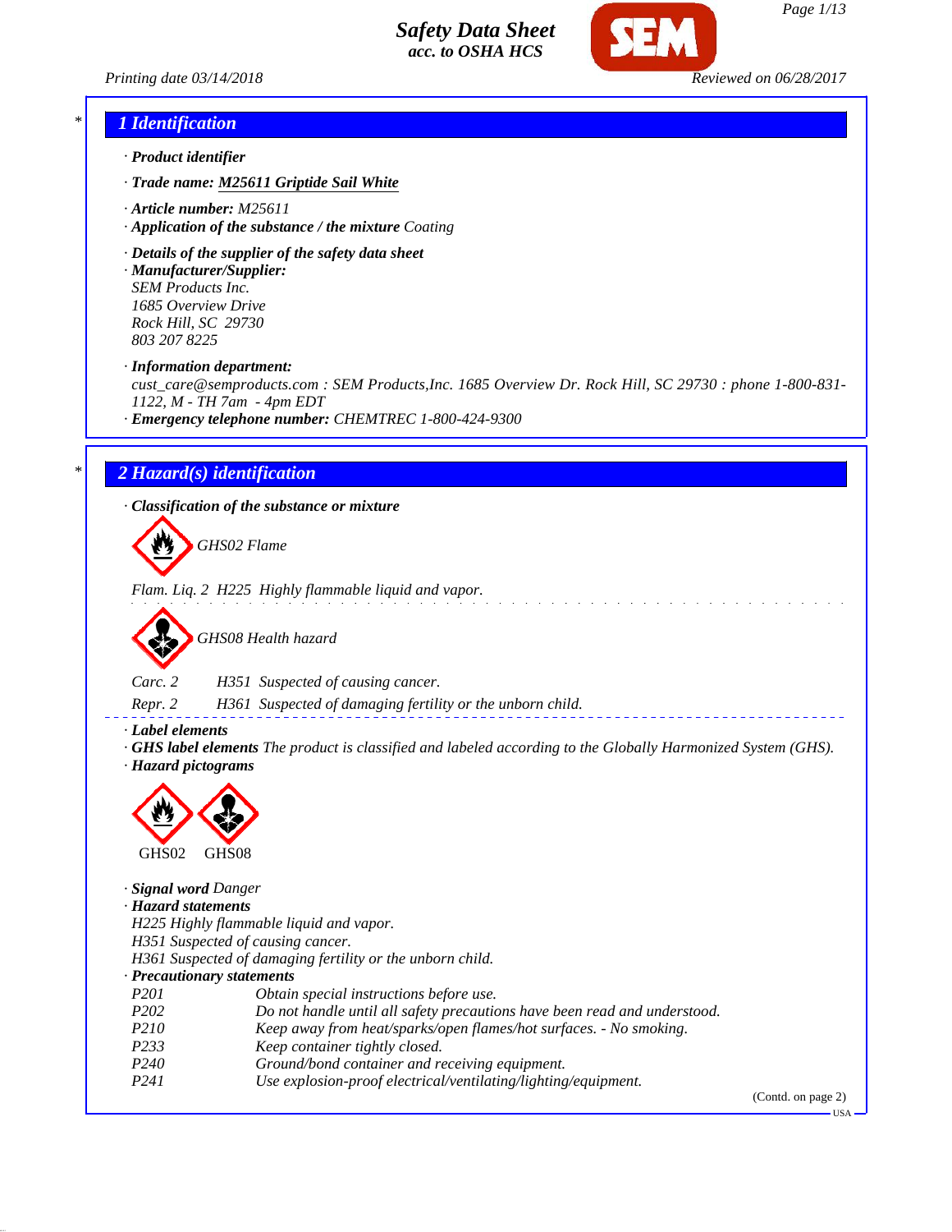# Safety Data Sheet
acc. to OSHA HCS

Printing date 03/14/2018 Reviewed on 06/28/2017

## 1 Identification

- **Product identifier**
- **Trade name:** M25611 Griptide Sail White
- **Article number:** M25611
- **Application of the substance / the mixture** Coating
- **Details of the supplier of the safety data sheet**
- **Manufacturer/Supplier:**
  SEM Products Inc.
  1685 Overview Drive
  Rock Hill, SC 29730
  803 207 8225
- **Information department:**
  cust_care@semproducts.com : SEM Products,Inc. 1685 Overview Dr. Rock Hill, SC 29730 : phone 1-800-831-1122, M - TH 7am - 4pm EDT
- **Emergency telephone number:** CHEMTREC 1-800-424-9300

## 2 Hazard(s) identification

- **Classification of the substance or mixture**

GHS02 Flame

Flam. Liq. 2 H225 Highly flammable liquid and vapor.

GHS08 Health hazard

Carc. 2 H351 Suspected of causing cancer.
Repr. 2 H361 Suspected of damaging fertility or the unborn child.

- **Label elements**
- **GHS label elements** The product is classified and labeled according to the Globally Harmonized System (GHS).
- **Hazard pictograms**

GHS02 GHS08

- **Signal word** Danger
- **Hazard statements**
  H225 Highly flammable liquid and vapor.
  H351 Suspected of causing cancer.
  H361 Suspected of damaging fertility or the unborn child.
- **Precautionary statements**

| | |
|---|---|
| P201 | Obtain special instructions before use. |
| P202 | Do not handle until all safety precautions have been read and understood. |
| P210 | Keep away from heat/sparks/open flames/hot surfaces. - No smoking. |
| P233 | Keep container tightly closed. |
| P240 | Ground/bond container and receiving equipment. |
| P241 | Use explosion-proof electrical/ventilating/lighting/equipment. |

(Contd. on page 2)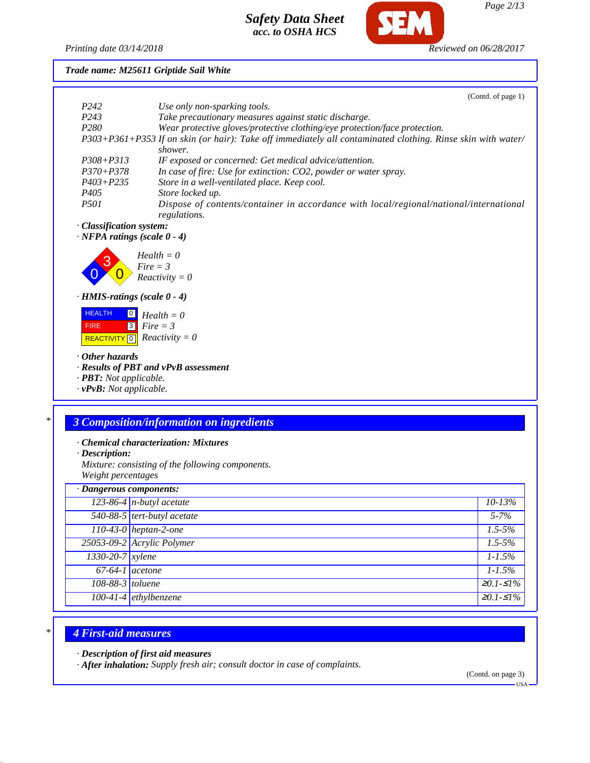**Trade name: M25611 Griptide Sail White**

(Contd. of page 1)

| | |
|---|---|
| P242 | Use only non-sparking tools. |
| P243 | Take precautionary measures against static discharge. |
| P280 | Wear protective gloves/protective clothing/eye protection/face protection. |
| P303+P361+P353 | If on skin (or hair): Take off immediately all contaminated clothing. Rinse skin with water/shower. |
| P308+P313 | IF exposed or concerned: Get medical advice/attention. |
| P370+P378 | In case of fire: Use for extinction: CO2, powder or water spray. |
| P403+P235 | Store in a well-ventilated place. Keep cool. |
| P405 | Store locked up. |
| P501 | Dispose of contents/container in accordance with local/regional/national/international regulations. |

· **Classification system:**

· **NFPA ratings (scale 0 - 4)**

Health = 0
Fire = 3
Reactivity = 0

· **HMIS-ratings (scale 0 - 4)**

| | | |
|---|---|---|
| HEALTH | 0 | Health = 0 |
| FIRE | 3 | Fire = 3 |
| REACTIVITY | 0 | Reactivity = 0 |

· **Other hazards**

· **Results of PBT and vPvB assessment**

· **PBT:** Not applicable.

· **vPvB:** Not applicable.

## 3 Composition/information on ingredients

· **Chemical characterization: Mixtures**

· **Description:**

Mixture: consisting of the following components.
Weight percentages

· **Dangerous components:**

| | | |
|---|---|---|
| 123-86-4 | n-butyl acetate | 10-13% |
| 540-88-5 | tert-butyl acetate | 5-7% |
| 110-43-0 | heptan-2-one | 1.5-5% |
| 25053-09-2 | Acrylic Polymer | 1.5-5% |
| 1330-20-7 | xylene | 1-1.5% |
| 67-64-1 | acetone | 1-1.5% |
| 108-88-3 | toluene | ≥0.1-≤1% |
| 100-41-4 | ethylbenzene | ≥0.1-≤1% |

## 4 First-aid measures

· **Description of first aid measures**

· **After inhalation:** Supply fresh air; consult doctor in case of complaints.

(Contd. on page 3)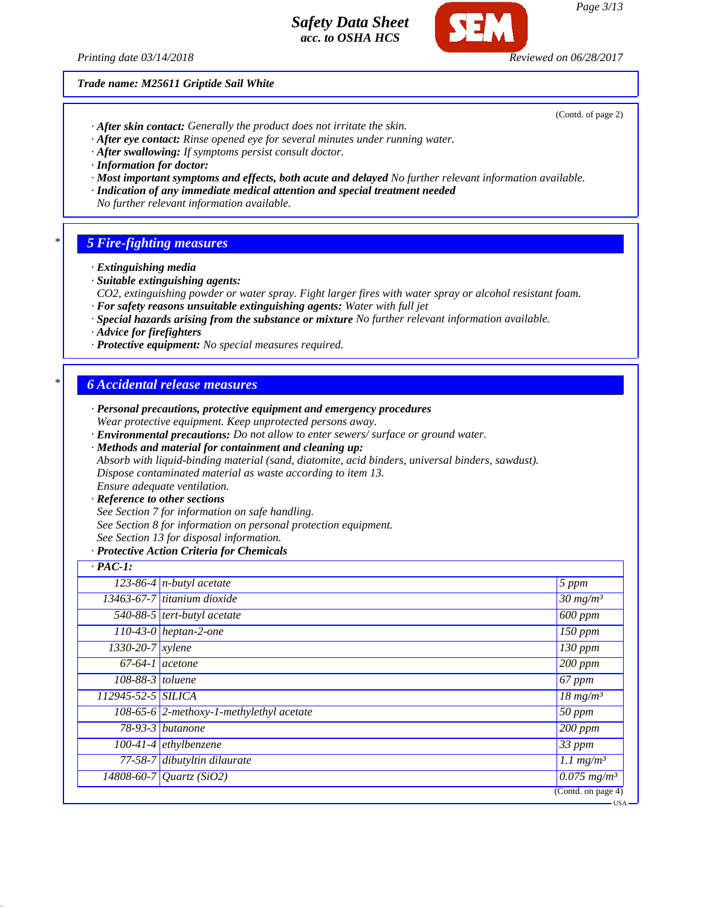Trade name: M25611 Griptide Sail White

(Contd. of page 2)

· **After skin contact:** Generally the product does not irritate the skin.
· **After eye contact:** Rinse opened eye for several minutes under running water.
· **After swallowing:** If symptoms persist consult doctor.
· **Information for doctor:**
· **Most important symptoms and effects, both acute and delayed** No further relevant information available.
· **Indication of any immediate medical attention and special treatment needed**
No further relevant information available.

## 5 Fire-fighting measures

· **Extinguishing media**
· **Suitable extinguishing agents:**
$CO_2$, extinguishing powder or water spray. Fight larger fires with water spray or alcohol resistant foam.
· **For safety reasons unsuitable extinguishing agents:** Water with full jet
· **Special hazards arising from the substance or mixture** No further relevant information available.
· **Advice for firefighters**
· **Protective equipment:** No special measures required.

## 6 Accidental release measures

· **Personal precautions, protective equipment and emergency procedures**
Wear protective equipment. Keep unprotected persons away.
· **Environmental precautions:** Do not allow to enter sewers/ surface or ground water.
· **Methods and material for containment and cleaning up:**
Absorb with liquid-binding material (sand, diatomite, acid binders, universal binders, sawdust).
Dispose contaminated material as waste according to item 13.
Ensure adequate ventilation.
· **Reference to other sections**
See Section 7 for information on safe handling.
See Section 8 for information on personal protection equipment.
See Section 13 for disposal information.
· **Protective Action Criteria for Chemicals**

| · PAC-1: | | |
|---|---|---|
| 123-86-4 | n-butyl acetate | 5 ppm |
| 13463-67-7 | titanium dioxide | 30 mg/m³ |
| 540-88-5 | tert-butyl acetate | 600 ppm |
| 110-43-0 | heptan-2-one | 150 ppm |
| 1330-20-7 | xylene | 130 ppm |
| 67-64-1 | acetone | 200 ppm |
| 108-88-3 | toluene | 67 ppm |
| 112945-52-5 | SILICA | 18 mg/m³ |
| 108-65-6 | 2-methoxy-1-methylethyl acetate | 50 ppm |
| 78-93-3 | butanone | 200 ppm |
| 100-41-4 | ethylbenzene | 33 ppm |
| 77-58-7 | dibutyltin dilaurate | 1.1 mg/m³ |
| 14808-60-7 | Quartz ($SiO_2$) | 0.075 mg/m³ |

(Contd. on page 4)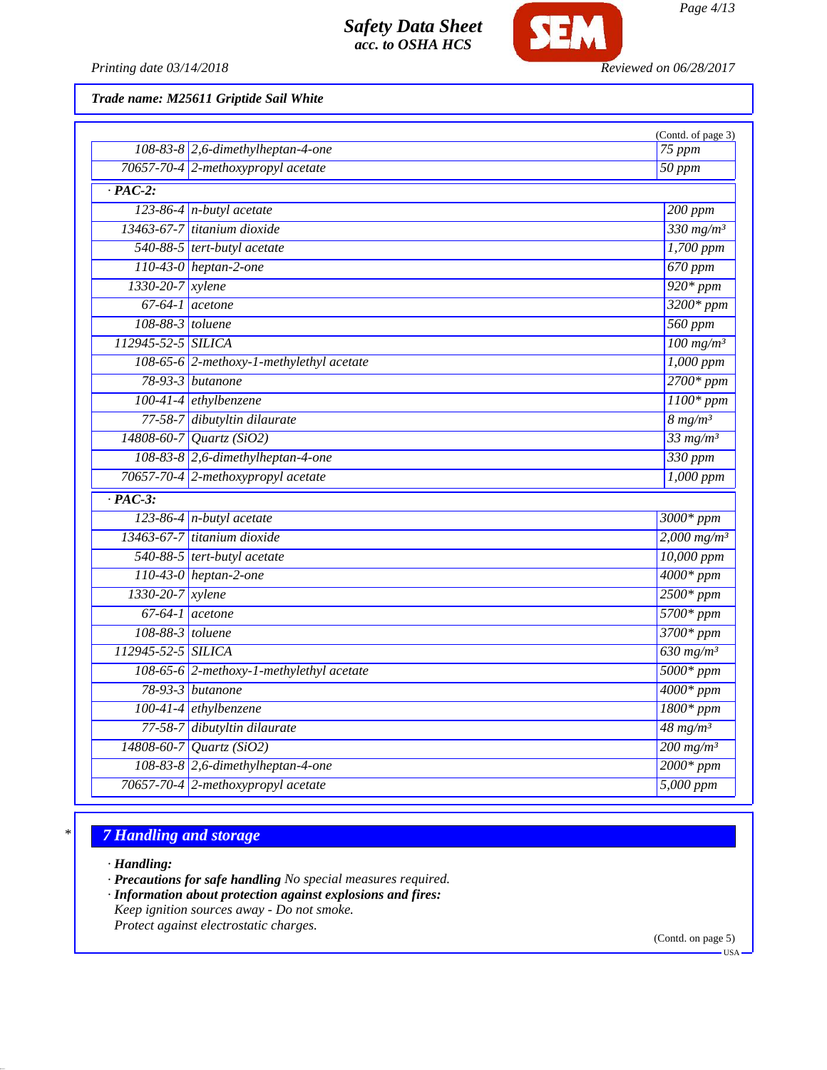**Trade name: M25611 Griptide Sail White**

(Contd. of page 3)

| | | |
|---|---|---|
| 108-83-8 | 2,6-dimethylheptan-4-one | 75 ppm |
| 70657-70-4 | 2-methoxypropyl acetate | 50 ppm |

· **PAC-2:**

| | | |
|---|---|---|
| 123-86-4 | n-butyl acetate | 200 ppm |
| 13463-67-7 | titanium dioxide | 330 mg/m³ |
| 540-88-5 | tert-butyl acetate | 1,700 ppm |
| 110-43-0 | heptan-2-one | 670 ppm |
| 1330-20-7 | xylene | 920* ppm |
| 67-64-1 | acetone | 3200* ppm |
| 108-88-3 | toluene | 560 ppm |
| 112945-52-5 | SILICA | 100 mg/m³ |
| 108-65-6 | 2-methoxy-1-methylethyl acetate | 1,000 ppm |
| 78-93-3 | butanone | 2700* ppm |
| 100-41-4 | ethylbenzene | 1100* ppm |
| 77-58-7 | dibutyltin dilaurate | 8 mg/m³ |
| 14808-60-7 | Quartz ($SiO_2$) | 33 mg/m³ |
| 108-83-8 | 2,6-dimethylheptan-4-one | 330 ppm |
| 70657-70-4 | 2-methoxypropyl acetate | 1,000 ppm |

· **PAC-3:**

| | | |
|---|---|---|
| 123-86-4 | n-butyl acetate | 3000* ppm |
| 13463-67-7 | titanium dioxide | 2,000 mg/m³ |
| 540-88-5 | tert-butyl acetate | 10,000 ppm |
| 110-43-0 | heptan-2-one | 4000* ppm |
| 1330-20-7 | xylene | 2500* ppm |
| 67-64-1 | acetone | 5700* ppm |
| 108-88-3 | toluene | 3700* ppm |
| 112945-52-5 | SILICA | 630 mg/m³ |
| 108-65-6 | 2-methoxy-1-methylethyl acetate | 5000* ppm |
| 78-93-3 | butanone | 4000* ppm |
| 100-41-4 | ethylbenzene | 1800* ppm |
| 77-58-7 | dibutyltin dilaurate | 48 mg/m³ |
| 14808-60-7 | Quartz ($SiO_2$) | 200 mg/m³ |
| 108-83-8 | 2,6-dimethylheptan-4-one | 2000* ppm |
| 70657-70-4 | 2-methoxypropyl acetate | 5,000 ppm |

## 7 Handling and storage

· **Handling:**
· **Precautions for safe handling** No special measures required.
· **Information about protection against explosions and fires:**
Keep ignition sources away - Do not smoke.
Protect against electrostatic charges.

(Contd. on page 5)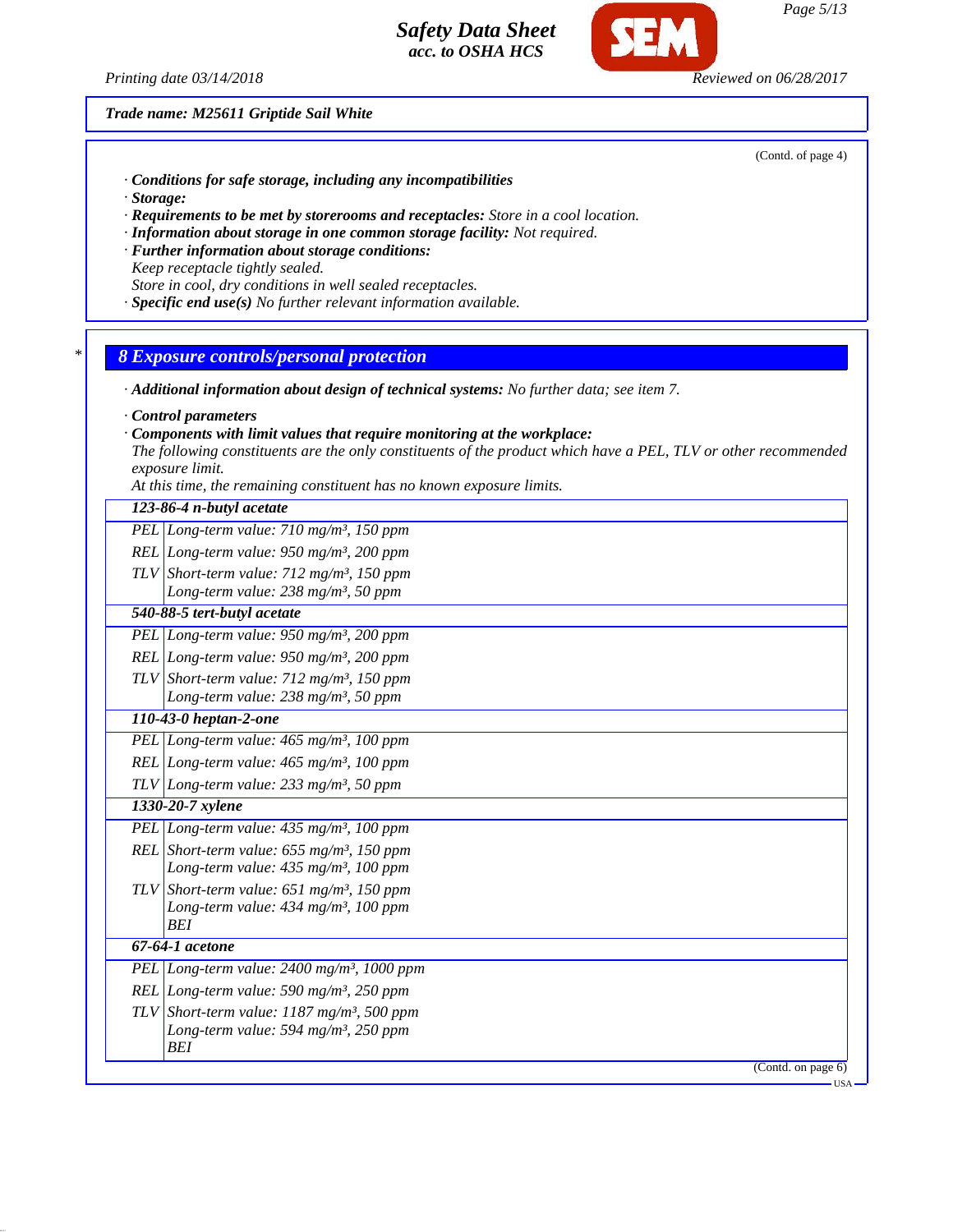Trade name: M25611 Griptide Sail White

(Contd. of page 4)

· **Conditions for safe storage, including any incompatibilities**
· **Storage:**
· **Requirements to be met by storerooms and receptacles:** Store in a cool location.
· **Information about storage in one common storage facility:** Not required.
· **Further information about storage conditions:**
Keep receptacle tightly sealed.
Store in cool, dry conditions in well sealed receptacles.
· **Specific end use(s)** No further relevant information available.

## 8 Exposure controls/personal protection

· **Additional information about design of technical systems:** No further data; see item 7.

· **Control parameters**
· **Components with limit values that require monitoring at the workplace:**
The following constituents are the only constituents of the product which have a PEL, TLV or other recommended exposure limit.
At this time, the remaining constituent has no known exposure limits.

| | |
|---|---|
| **123-86-4 n-butyl acetate** | |
| PEL | Long-term value: 710 mg/m³, 150 ppm |
| REL | Long-term value: 950 mg/m³, 200 ppm |
| TLV | Short-term value: 712 mg/m³, 150 ppm<br>Long-term value: 238 mg/m³, 50 ppm |
| **540-88-5 tert-butyl acetate** | |
| PEL | Long-term value: 950 mg/m³, 200 ppm |
| REL | Long-term value: 950 mg/m³, 200 ppm |
| TLV | Short-term value: 712 mg/m³, 150 ppm<br>Long-term value: 238 mg/m³, 50 ppm |
| **110-43-0 heptan-2-one** | |
| PEL | Long-term value: 465 mg/m³, 100 ppm |
| REL | Long-term value: 465 mg/m³, 100 ppm |
| TLV | Long-term value: 233 mg/m³, 50 ppm |
| **1330-20-7 xylene** | |
| PEL | Long-term value: 435 mg/m³, 100 ppm |
| REL | Short-term value: 655 mg/m³, 150 ppm<br>Long-term value: 435 mg/m³, 100 ppm |
| TLV | Short-term value: 651 mg/m³, 150 ppm<br>Long-term value: 434 mg/m³, 100 ppm<br>BEI |
| **67-64-1 acetone** | |
| PEL | Long-term value: 2400 mg/m³, 1000 ppm |
| REL | Long-term value: 590 mg/m³, 250 ppm |
| TLV | Short-term value: 1187 mg/m³, 500 ppm<br>Long-term value: 594 mg/m³, 250 ppm<br>BEI |

(Contd. on page 6)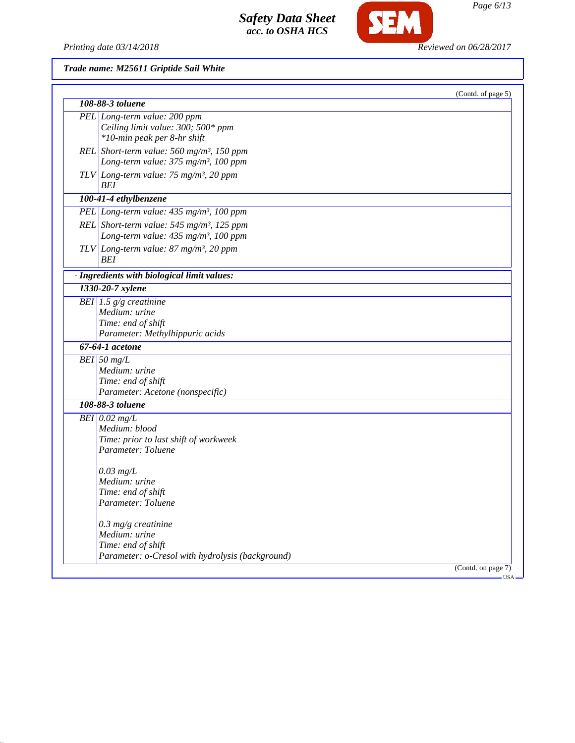*Trade name: M25611 Griptide Sail White*

(Contd. of page 5)

| **108-88-3 toluene** | |
|---|---|
| PEL | Long-term value: 200 ppm<br>Ceiling limit value: 300; 500* ppm<br>*10-min peak per 8-hr shift |
| REL | Short-term value: 560 mg/m³, 150 ppm<br>Long-term value: 375 mg/m³, 100 ppm |
| TLV | Long-term value: 75 mg/m³, 20 ppm<br>BEI |

| **100-41-4 ethylbenzene** | |
|---|---|
| PEL | Long-term value: 435 mg/m³, 100 ppm |
| REL | Short-term value: 545 mg/m³, 125 ppm<br>Long-term value: 435 mg/m³, 100 ppm |
| TLV | Long-term value: 87 mg/m³, 20 ppm<br>BEI |

**· Ingredients with biological limit values:**

| **1330-20-7 xylene** | |
|---|---|
| BEI | 1.5 g/g creatinine<br>Medium: urine<br>Time: end of shift<br>Parameter: Methylhippuric acids |

| **67-64-1 acetone** | |
|---|---|
| BEI | 50 mg/L<br>Medium: urine<br>Time: end of shift<br>Parameter: Acetone (nonspecific) |

| **108-88-3 toluene** | |
|---|---|
| BEI | 0.02 mg/L<br>Medium: blood<br>Time: prior to last shift of workweek<br>Parameter: Toluene<br><br>0.03 mg/L<br>Medium: urine<br>Time: end of shift<br>Parameter: Toluene<br><br>0.3 mg/g creatinine<br>Medium: urine<br>Time: end of shift<br>Parameter: o-Cresol with hydrolysis (background) |

(Contd. on page 7)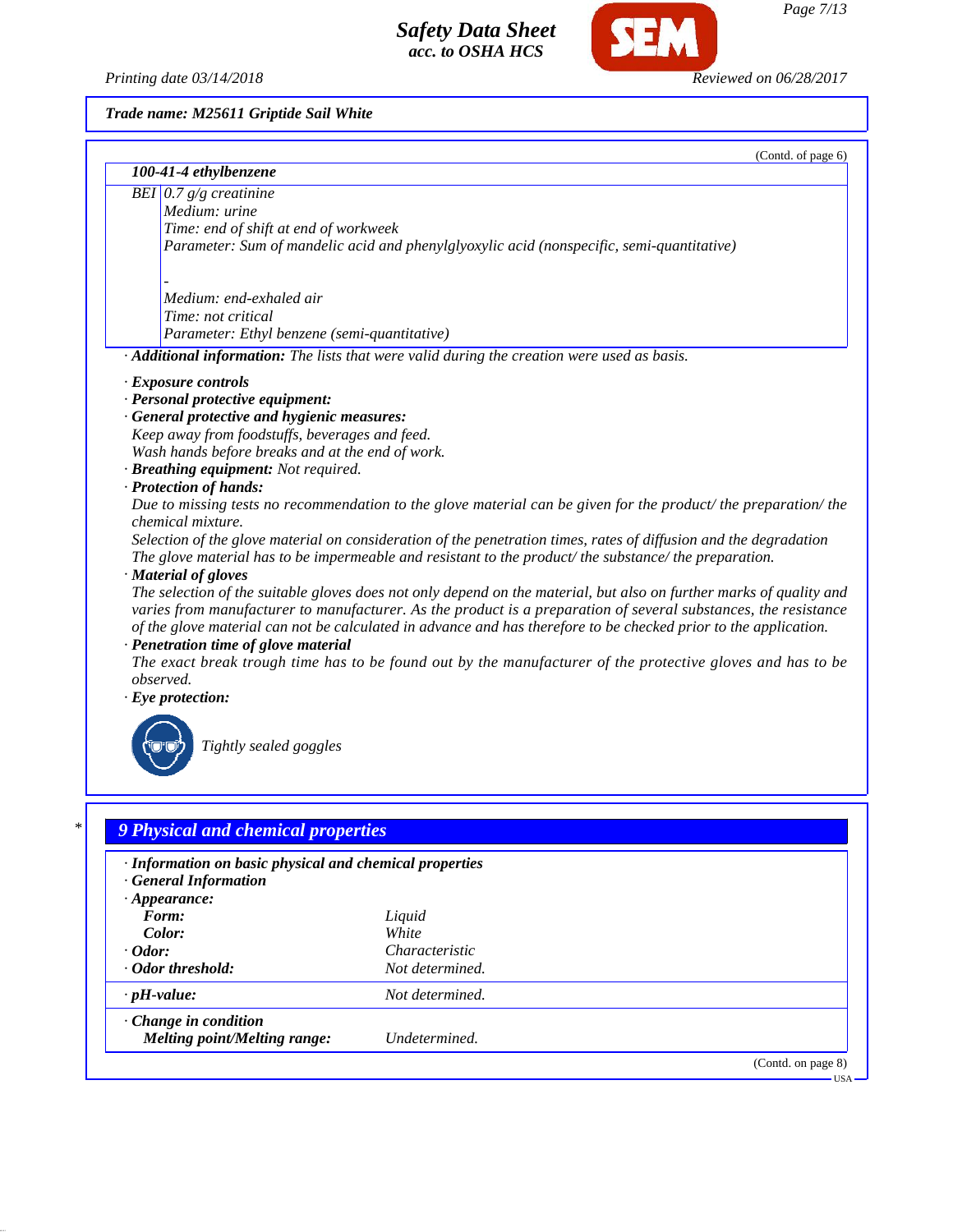**Trade name: M25611 Griptide Sail White**

(Contd. of page 6)

| 100-41-4 ethylbenzene | |
|---|---|
| BEI | 0.7 g/g creatinine<br>Medium: urine<br>Time: end of shift at end of workweek<br>Parameter: Sum of mandelic acid and phenylglyoxylic acid (nonspecific, semi-quantitative)<br><br>-<br>Medium: end-exhaled air<br>Time: not critical<br>Parameter: Ethyl benzene (semi-quantitative) |

· **Additional information:** The lists that were valid during the creation were used as basis.

· **Exposure controls**
· **Personal protective equipment:**
· **General protective and hygienic measures:**
Keep away from foodstuffs, beverages and feed.
Wash hands before breaks and at the end of work.
· **Breathing equipment:** Not required.
· **Protection of hands:**
Due to missing tests no recommendation to the glove material can be given for the product/ the preparation/ the chemical mixture.
Selection of the glove material on consideration of the penetration times, rates of diffusion and the degradation
The glove material has to be impermeable and resistant to the product/ the substance/ the preparation.
· **Material of gloves**
The selection of the suitable gloves does not only depend on the material, but also on further marks of quality and varies from manufacturer to manufacturer. As the product is a preparation of several substances, the resistance of the glove material can not be calculated in advance and has therefore to be checked prior to the application.
· **Penetration time of glove material**
The exact break trough time has to be found out by the manufacturer of the protective gloves and has to be observed.
· **Eye protection:**

Tightly sealed goggles

## 9 Physical and chemical properties

· **Information on basic physical and chemical properties**
· **General Information**

| | |
|---|---|
| · **Appearance:** | |
| **Form:** | Liquid |
| **Color:** | White |
| · **Odor:** | Characteristic |
| · **Odor threshold:** | Not determined. |
| · **pH-value:** | Not determined. |
| · **Change in condition** | |
| **Melting point/Melting range:** | Undetermined. |

(Contd. on page 8)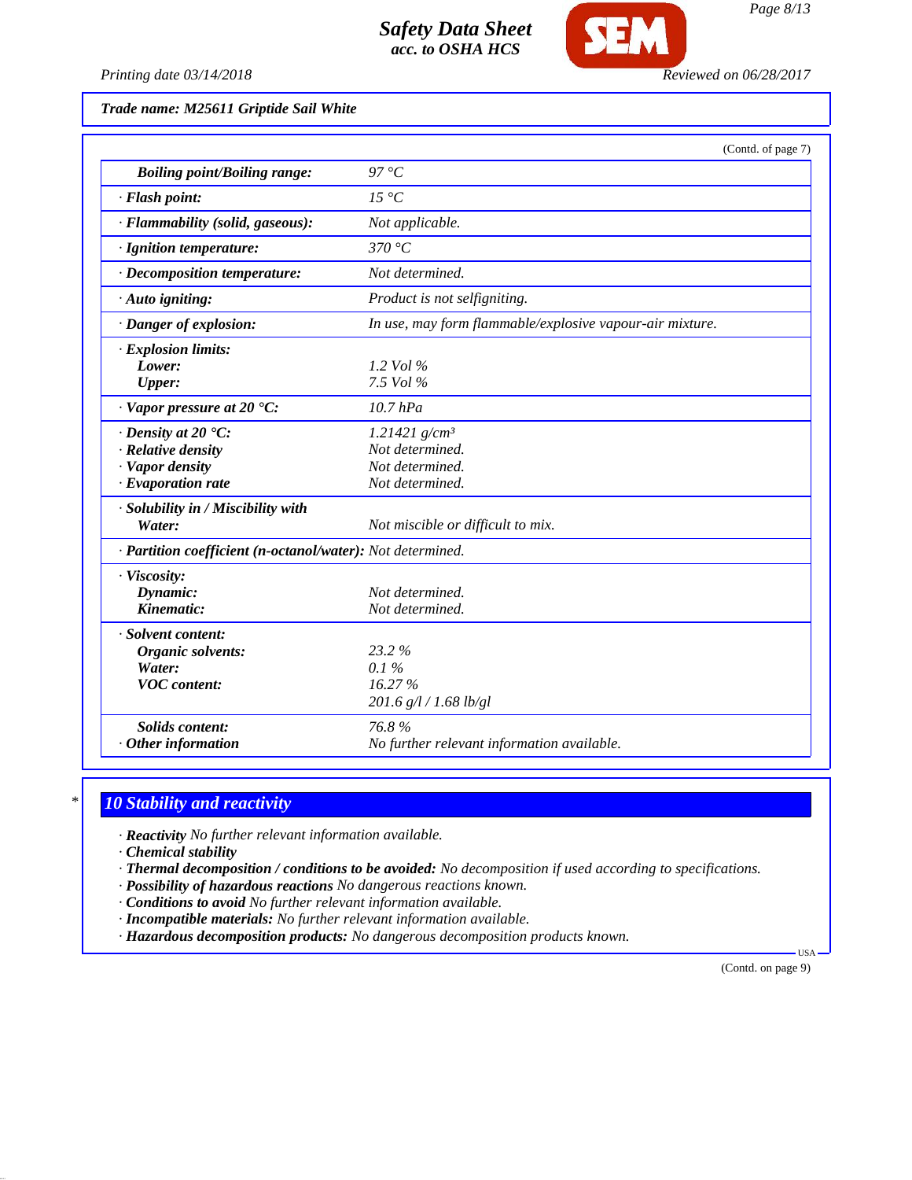**Trade name: M25611 Griptide Sail White**

(Contd. of page 7)

| | |
|---|---|
| **Boiling point/Boiling range:** | 97 °C |
| · **Flash point:** | 15 °C |
| · **Flammability (solid, gaseous):** | Not applicable. |
| · **Ignition temperature:** | 370 °C |
| · **Decomposition temperature:** | Not determined. |
| · **Auto igniting:** | Product is not selfigniting. |
| · **Danger of explosion:** | In use, may form flammable/explosive vapour-air mixture. |
| · **Explosion limits:** | |
| **Lower:** | 1.2 Vol % |
| **Upper:** | 7.5 Vol % |
| · **Vapor pressure at 20 °C:** | 10.7 hPa |
| · **Density at 20 °C:** | 1.21421 g/cm³ |
| · **Relative density** | Not determined. |
| · **Vapor density** | Not determined. |
| · **Evaporation rate** | Not determined. |
| · **Solubility in / Miscibility with** | |
| **Water:** | Not miscible or difficult to mix. |
| · **Partition coefficient (n-octanol/water):** | Not determined. |
| · **Viscosity:** | |
| **Dynamic:** | Not determined. |
| **Kinematic:** | Not determined. |
| · **Solvent content:** | |
| **Organic solvents:** | 23.2 % |
| **Water:** | 0.1 % |
| **VOC content:** | 16.27 % |
| | 201.6 g/l / 1.68 lb/gl |
| **Solids content:** | 76.8 % |
| · **Other information** | No further relevant information available. |

## 10 Stability and reactivity

· **Reactivity** No further relevant information available.
· **Chemical stability**
· **Thermal decomposition / conditions to be avoided:** No decomposition if used according to specifications.
· **Possibility of hazardous reactions** No dangerous reactions known.
· **Conditions to avoid** No further relevant information available.
· **Incompatible materials:** No further relevant information available.
· **Hazardous decomposition products:** No dangerous decomposition products known.

(Contd. on page 9)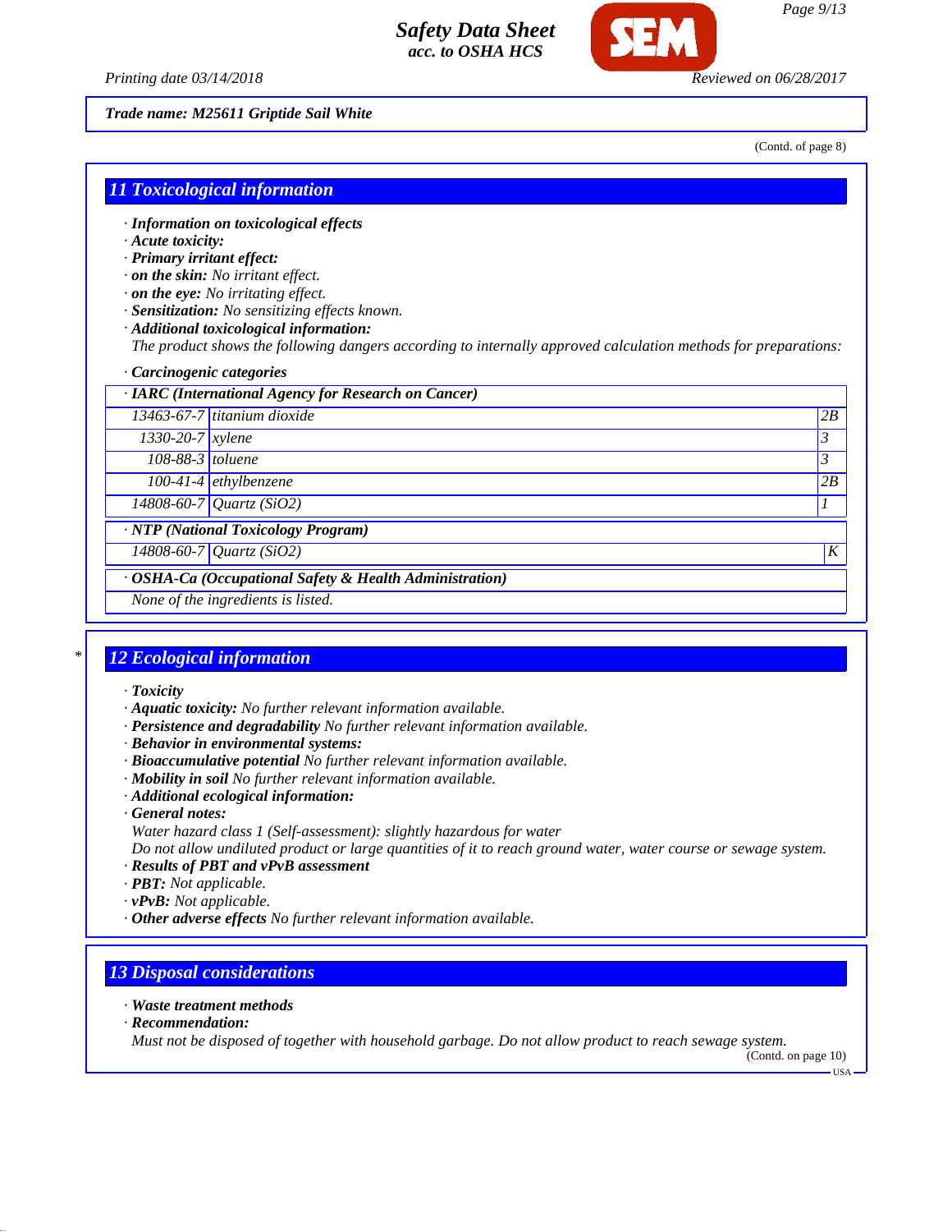**Trade name: M25611 Griptide Sail White**

(Contd. of page 8)

## 11 Toxicological information

· **Information on toxicological effects**
· **Acute toxicity:**
· **Primary irritant effect:**
· **on the skin:** No irritant effect.
· **on the eye:** No irritating effect.
· **Sensitization:** No sensitizing effects known.
· **Additional toxicological information:**
The product shows the following dangers according to internally approved calculation methods for preparations:

· **Carcinogenic categories**

| · IARC (International Agency for Research on Cancer) | | |
|---|---|---|
| 13463-67-7 | titanium dioxide | 2B |
| 1330-20-7 | xylene | 3 |
| 108-88-3 | toluene | 3 |
| 100-41-4 | ethylbenzene | 2B |
| 14808-60-7 | Quartz (SiO2) | 1 |

| · NTP (National Toxicology Program) | | |
|---|---|---|
| 14808-60-7 | Quartz (SiO2) | K |

| · OSHA-Ca (Occupational Safety & Health Administration) |
|---|
| None of the ingredients is listed. |

## 12 Ecological information

· **Toxicity**
· **Aquatic toxicity:** No further relevant information available.
· **Persistence and degradability** No further relevant information available.
· **Behavior in environmental systems:**
· **Bioaccumulative potential** No further relevant information available.
· **Mobility in soil** No further relevant information available.
· **Additional ecological information:**
· **General notes:**
Water hazard class 1 (Self-assessment): slightly hazardous for water
Do not allow undiluted product or large quantities of it to reach ground water, water course or sewage system.
· **Results of PBT and vPvB assessment**
· **PBT:** Not applicable.
· **vPvB:** Not applicable.
· **Other adverse effects** No further relevant information available.

## 13 Disposal considerations

· **Waste treatment methods**
· **Recommendation:**
Must not be disposed of together with household garbage. Do not allow product to reach sewage system.

(Contd. on page 10)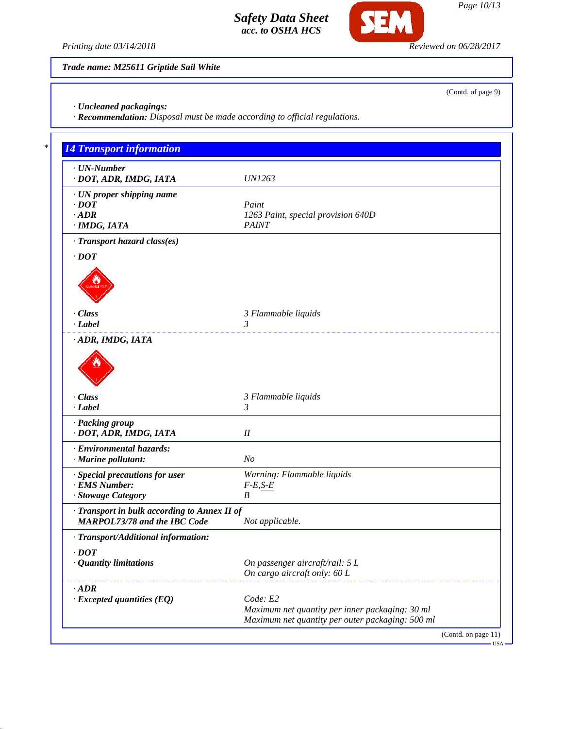Trade name: M25611 Griptide Sail White

(Contd. of page 9)

· **Uncleaned packagings:**
· **Recommendation:** Disposal must be made according to official regulations.

## 14 Transport information

| | |
|---|---|
| · **UN-Number** | |
| · **DOT, ADR, IMDG, IATA** | UN1263 |
| · **UN proper shipping name** | |
| · **DOT** | Paint |
| · **ADR** | 1263 Paint, special provision 640D |
| · **IMDG, IATA** | PAINT |
| · **Transport hazard class(es)** | |
| · **DOT** | |
| · **Class** | 3 Flammable liquids |
| · **Label** | 3 |
| · **ADR, IMDG, IATA** | |
| · **Class** | 3 Flammable liquids |
| · **Label** | 3 |
| · **Packing group** | |
| · **DOT, ADR, IMDG, IATA** | II |
| · **Environmental hazards:** | |
| · **Marine pollutant:** | No |
| · **Special precautions for user** | Warning: Flammable liquids |
| · **EMS Number:** | F-E,S-E |
| · **Stowage Category** | B |
| · **Transport in bulk according to Annex II of MARPOL73/78 and the IBC Code** | Not applicable. |
| · **Transport/Additional information:** | |
| · **DOT** | |
| · **Quantity limitations** | On passenger aircraft/rail: 5 L<br>On cargo aircraft only: 60 L |
| · **ADR** | |
| · **Excepted quantities (EQ)** | Code: E2<br>Maximum net quantity per inner packaging: 30 ml<br>Maximum net quantity per outer packaging: 500 ml |

(Contd. on page 11)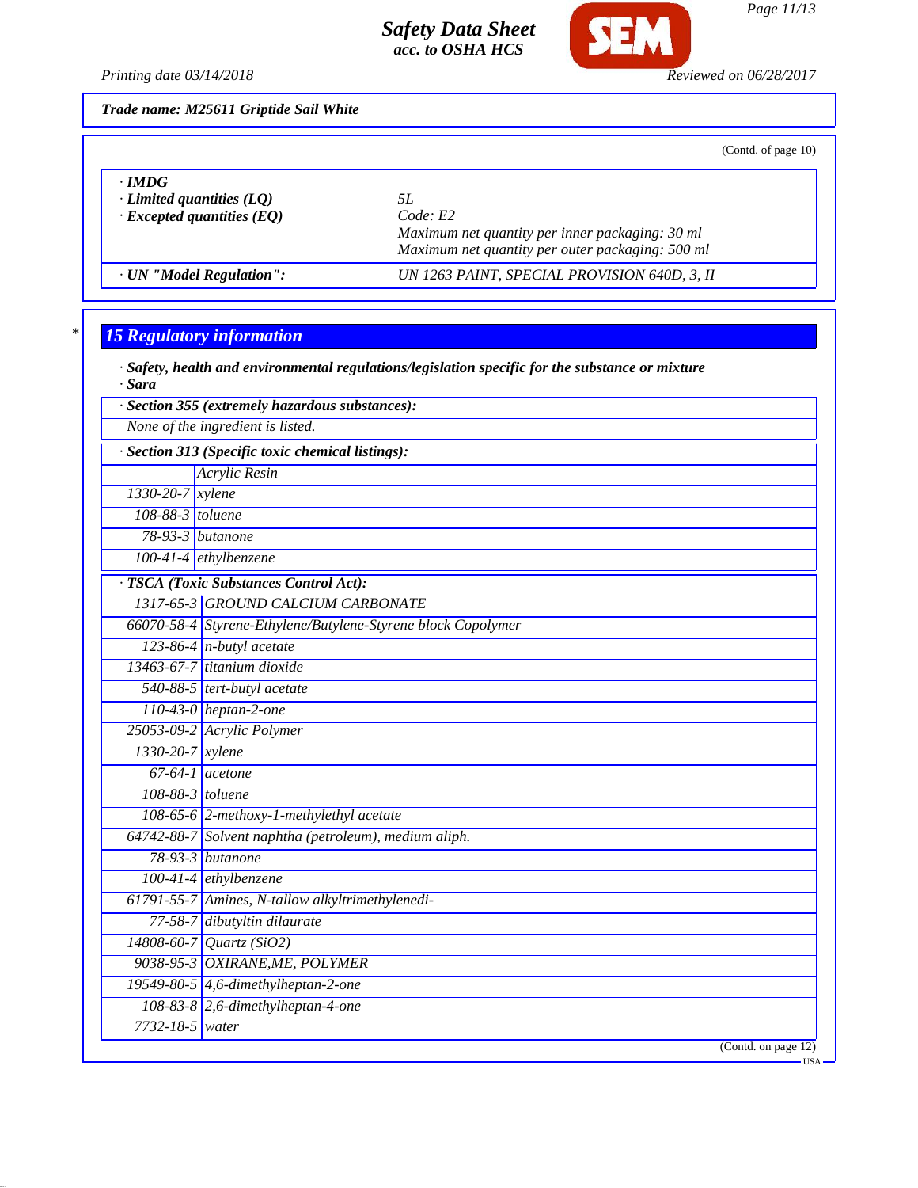**Trade name: M25611 Griptide Sail White**

(Contd. of page 10)

| | |
|---|---|
| · **IMDG** | |
| · **Limited quantities (LQ)** | 5L |
| · **Excepted quantities (EQ)** | Code: E2<br>Maximum net quantity per inner packaging: 30 ml<br>Maximum net quantity per outer packaging: 500 ml |
| · **UN "Model Regulation":** | UN 1263 PAINT, SPECIAL PROVISION 640D, 3, II |

## 15 Regulatory information

· **Safety, health and environmental regulations/legislation specific for the substance or mixture**

· **Sara**

· **Section 355 (extremely hazardous substances):**

None of the ingredient is listed.

· **Section 313 (Specific toxic chemical listings):**

| | |
|---|---|
| | Acrylic Resin |
| 1330-20-7 | xylene |
| 108-88-3 | toluene |
| 78-93-3 | butanone |
| 100-41-4 | ethylbenzene |

· **TSCA (Toxic Substances Control Act):**

| | |
|---|---|
| 1317-65-3 | GROUND CALCIUM CARBONATE |
| 66070-58-4 | Styrene-Ethylene/Butylene-Styrene block Copolymer |
| 123-86-4 | n-butyl acetate |
| 13463-67-7 | titanium dioxide |
| 540-88-5 | tert-butyl acetate |
| 110-43-0 | heptan-2-one |
| 25053-09-2 | Acrylic Polymer |
| 1330-20-7 | xylene |
| 67-64-1 | acetone |
| 108-88-3 | toluene |
| 108-65-6 | 2-methoxy-1-methylethyl acetate |
| 64742-88-7 | Solvent naphtha (petroleum), medium aliph. |
| 78-93-3 | butanone |
| 100-41-4 | ethylbenzene |
| 61791-55-7 | Amines, N-tallow alkyltrimethylenedi- |
| 77-58-7 | dibutyltin dilaurate |
| 14808-60-7 | Quartz (SiO2) |
| 9038-95-3 | OXIRANE,ME, POLYMER |
| 19549-80-5 | 4,6-dimethylheptan-2-one |
| 108-83-8 | 2,6-dimethylheptan-4-one |
| 7732-18-5 | water |

(Contd. on page 12)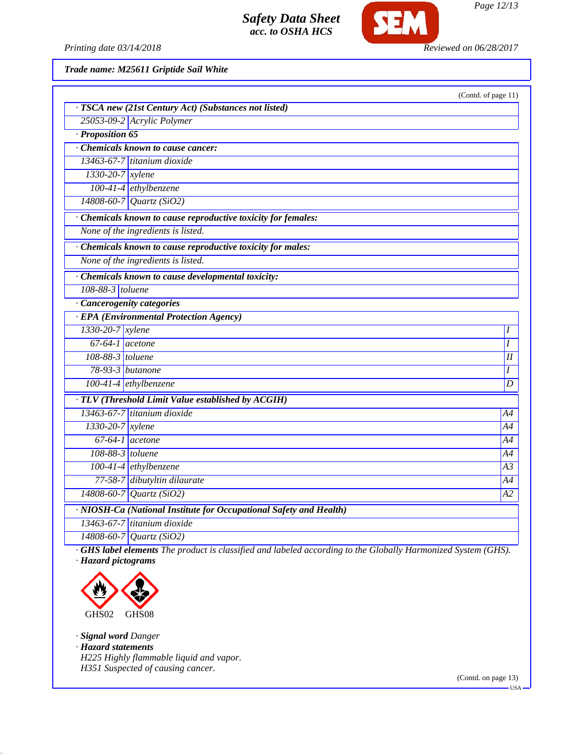**Trade name: M25611 Griptide Sail White**

(Contd. of page 11)

**· TSCA new (21st Century Act) (Substances not listed)**

| | |
|---|---|
| 25053-09-2 | Acrylic Polymer |

**· Proposition 65**

**· Chemicals known to cause cancer:**

| | |
|---|---|
| 13463-67-7 | titanium dioxide |
| 1330-20-7 | xylene |
| 100-41-4 | ethylbenzene |
| 14808-60-7 | Quartz ($SiO_2$) |

**· Chemicals known to cause reproductive toxicity for females:**

None of the ingredients is listed.

**· Chemicals known to cause reproductive toxicity for males:**

None of the ingredients is listed.

**· Chemicals known to cause developmental toxicity:**

| | |
|---|---|
| 108-88-3 | toluene |

**· Cancerogenity categories**

**· EPA (Environmental Protection Agency)**

| | | |
|---|---|---|
| 1330-20-7 | xylene | I |
| 67-64-1 | acetone | I |
| 108-88-3 | toluene | II |
| 78-93-3 | butanone | I |
| 100-41-4 | ethylbenzene | D |

**· TLV (Threshold Limit Value established by ACGIH)**

| | | |
|---|---|---|
| 13463-67-7 | titanium dioxide | A4 |
| 1330-20-7 | xylene | A4 |
| 67-64-1 | acetone | A4 |
| 108-88-3 | toluene | A4 |
| 100-41-4 | ethylbenzene | A3 |
| 77-58-7 | dibutyltin dilaurate | A4 |
| 14808-60-7 | Quartz ($SiO_2$) | A2 |

**· NIOSH-Ca (National Institute for Occupational Safety and Health)**

| | |
|---|---|
| 13463-67-7 | titanium dioxide |
| 14808-60-7 | Quartz ($SiO_2$) |

**· GHS label elements** The product is classified and labeled according to the Globally Harmonized System (GHS).

**· Hazard pictograms**

GHS02 GHS08

**· Signal word** Danger

**· Hazard statements**

H225 Highly flammable liquid and vapor.
H351 Suspected of causing cancer.

(Contd. on page 13)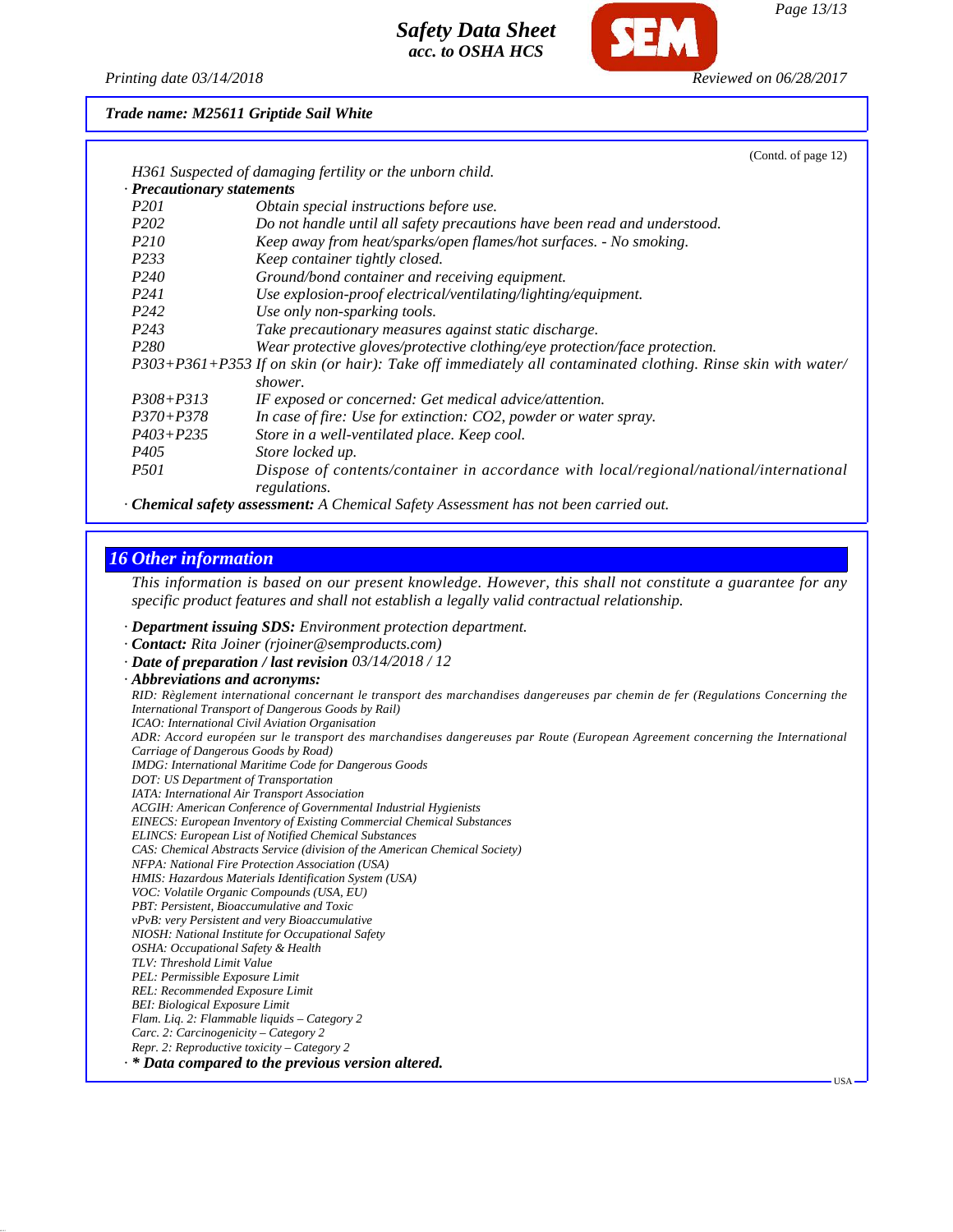**Trade name: M25611 Griptide Sail White**

(Contd. of page 12)

H361 Suspected of damaging fertility or the unborn child.

· **Precautionary statements**

| | |
|---|---|
| P201 | Obtain special instructions before use. |
| P202 | Do not handle until all safety precautions have been read and understood. |
| P210 | Keep away from heat/sparks/open flames/hot surfaces. - No smoking. |
| P233 | Keep container tightly closed. |
| P240 | Ground/bond container and receiving equipment. |
| P241 | Use explosion-proof electrical/ventilating/lighting/equipment. |
| P242 | Use only non-sparking tools. |
| P243 | Take precautionary measures against static discharge. |
| P280 | Wear protective gloves/protective clothing/eye protection/face protection. |
| P303+P361+P353 | If on skin (or hair): Take off immediately all contaminated clothing. Rinse skin with water/shower. |
| P308+P313 | IF exposed or concerned: Get medical advice/attention. |
| P370+P378 | In case of fire: Use for extinction: $CO_2$, powder or water spray. |
| P403+P235 | Store in a well-ventilated place. Keep cool. |
| P405 | Store locked up. |
| P501 | Dispose of contents/container in accordance with local/regional/national/international regulations. |

· **Chemical safety assessment:** A Chemical Safety Assessment has not been carried out.

## 16 Other information

This information is based on our present knowledge. However, this shall not constitute a guarantee for any specific product features and shall not establish a legally valid contractual relationship.

· **Department issuing SDS:** Environment protection department.

· **Contact:** Rita Joiner (rjoiner@semproducts.com)

· **Date of preparation / last revision** 03/14/2018 / 12

· **Abbreviations and acronyms:**

RID: Règlement international concernant le transport des marchandises dangereuses par chemin de fer (Regulations Concerning the International Transport of Dangerous Goods by Rail)
ICAO: International Civil Aviation Organisation
ADR: Accord européen sur le transport des marchandises dangereuses par Route (European Agreement concerning the International Carriage of Dangerous Goods by Road)
IMDG: International Maritime Code for Dangerous Goods
DOT: US Department of Transportation
IATA: International Air Transport Association
ACGIH: American Conference of Governmental Industrial Hygienists
EINECS: European Inventory of Existing Commercial Chemical Substances
ELINCS: European List of Notified Chemical Substances
CAS: Chemical Abstracts Service (division of the American Chemical Society)
NFPA: National Fire Protection Association (USA)
HMIS: Hazardous Materials Identification System (USA)
VOC: Volatile Organic Compounds (USA, EU)
PBT: Persistent, Bioaccumulative and Toxic
vPvB: very Persistent and very Bioaccumulative
NIOSH: National Institute for Occupational Safety
OSHA: Occupational Safety & Health
TLV: Threshold Limit Value
PEL: Permissible Exposure Limit
REL: Recommended Exposure Limit
BEI: Biological Exposure Limit
Flam. Liq. 2: Flammable liquids – Category 2
Carc. 2: Carcinogenicity – Category 2
Repr. 2: Reproductive toxicity – Category 2

· **\* Data compared to the previous version altered.**